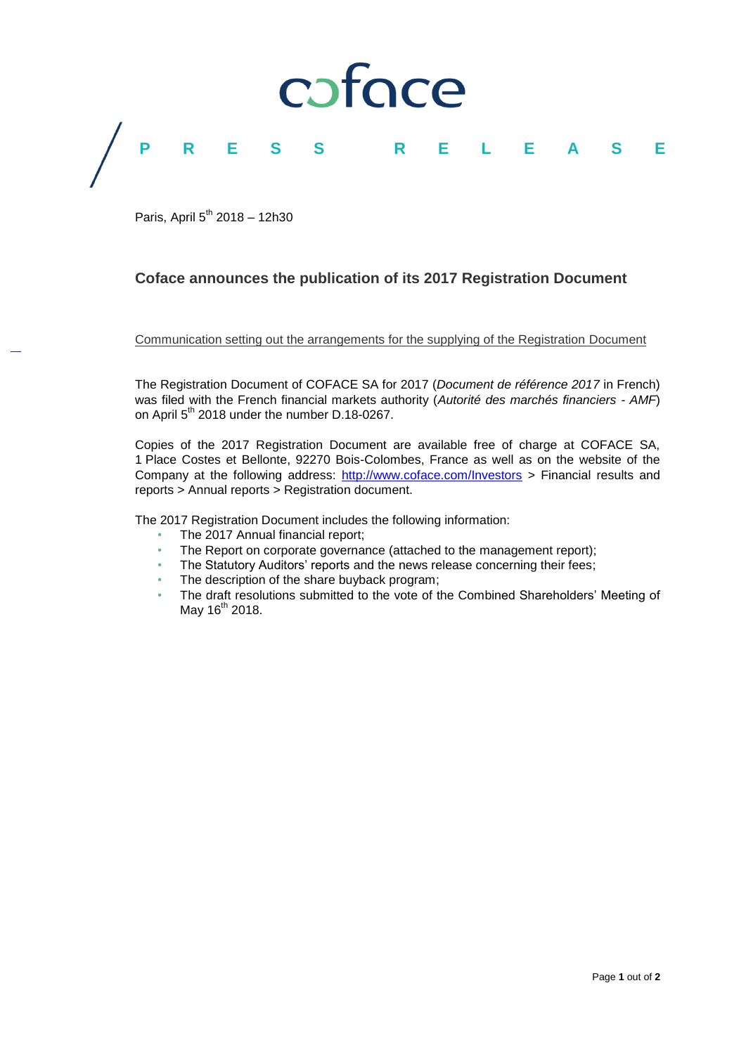coface

**PRESS RELEASE**

Paris, April 5th 2018 – 12h30

## Coface announces the publication of its 2017 Registration Document

Communication setting out the arrangements for the supplying of the Registration Document

The Registration Document of COFACE SA for 2017 (*Document de référence 2017* in French) was filed with the French financial markets authority (*Autorité des marchés financiers - AMF*) on April 5th 2018 under the number D.18-0267.

Copies of the 2017 Registration Document are available free of charge at COFACE SA, 1 Place Costes et Bellonte, 92270 Bois-Colombes, France as well as on the website of the Company at the following address: http://www.coface.com/Investors > Financial results and reports > Annual reports > Registration document.

The 2017 Registration Document includes the following information:

- The 2017 Annual financial report;
- The Report on corporate governance (attached to the management report);
- The Statutory Auditors' reports and the news release concerning their fees;
- The description of the share buyback program;
- The draft resolutions submitted to the vote of the Combined Shareholders' Meeting of May 16th 2018.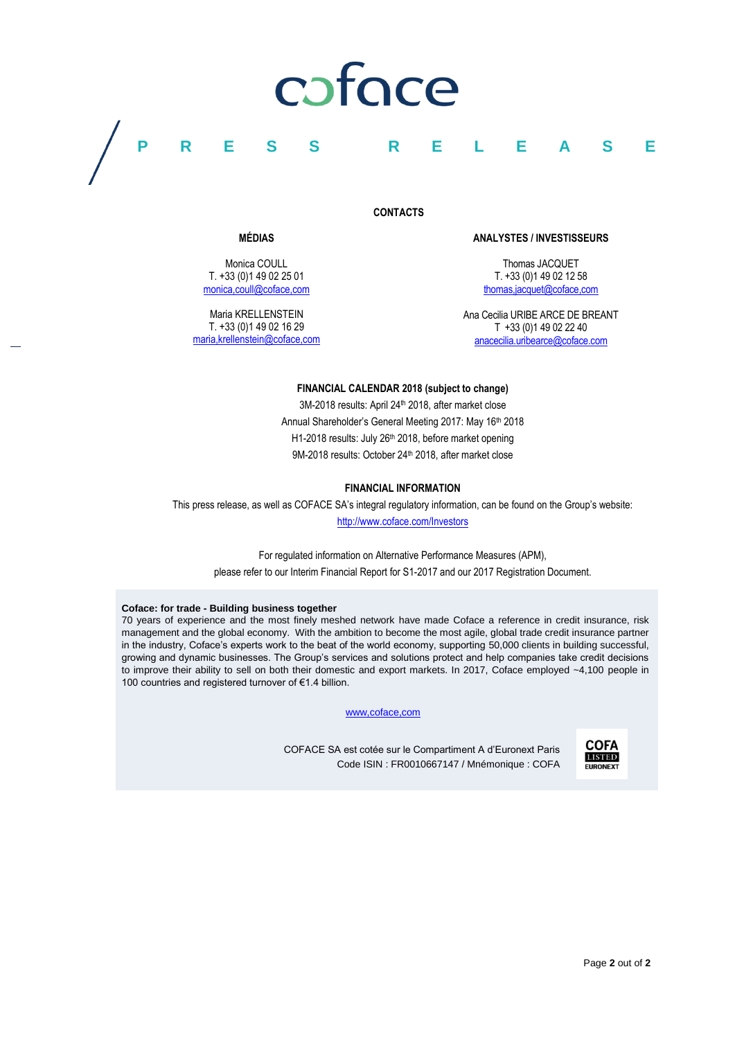# coface

**PRESS RELEASE**

**CONTACTS**

**MÉDIAS**

Monica COULL
T. +33 (0)1 49 02 25 01
monica,coull@coface,com

Maria KRELLENSTEIN
T. +33 (0)1 49 02 16 29
maria,krellenstein@coface,com

**ANALYSTES / INVESTISSEURS**

Thomas JACQUET
T. +33 (0)1 49 02 12 58
thomas,jacquet@coface,com

Ana Cecilia URIBE ARCE DE BREANT
T +33 (0)1 49 02 22 40
anacecilia.uribearce@coface.com

**FINANCIAL CALENDAR 2018 (subject to change)**

3M-2018 results: April 24th 2018, after market close
Annual Shareholder's General Meeting 2017: May 16th 2018
H1-2018 results: July 26th 2018, before market opening
9M-2018 results: October 24th 2018, after market close

**FINANCIAL INFORMATION**

This press release, as well as COFACE SA's integral regulatory information, can be found on the Group's website: http://www.coface.com/Investors

For regulated information on Alternative Performance Measures (APM), please refer to our Interim Financial Report for S1-2017 and our 2017 Registration Document.

**Coface: for trade - Building business together**
70 years of experience and the most finely meshed network have made Coface a reference in credit insurance, risk management and the global economy. With the ambition to become the most agile, global trade credit insurance partner in the industry, Coface's experts work to the beat of the world economy, supporting 50,000 clients in building successful, growing and dynamic businesses. The Group's services and solutions protect and help companies take credit decisions to improve their ability to sell on both their domestic and export markets. In 2017, Coface employed ~4,100 people in 100 countries and registered turnover of €1.4 billion.

www,coface,com

COFACE SA est cotée sur le Compartiment A d'Euronext Paris
Code ISIN : FR0010667147 / Mnémonique : COFA

COFA LISTED EURONEXT